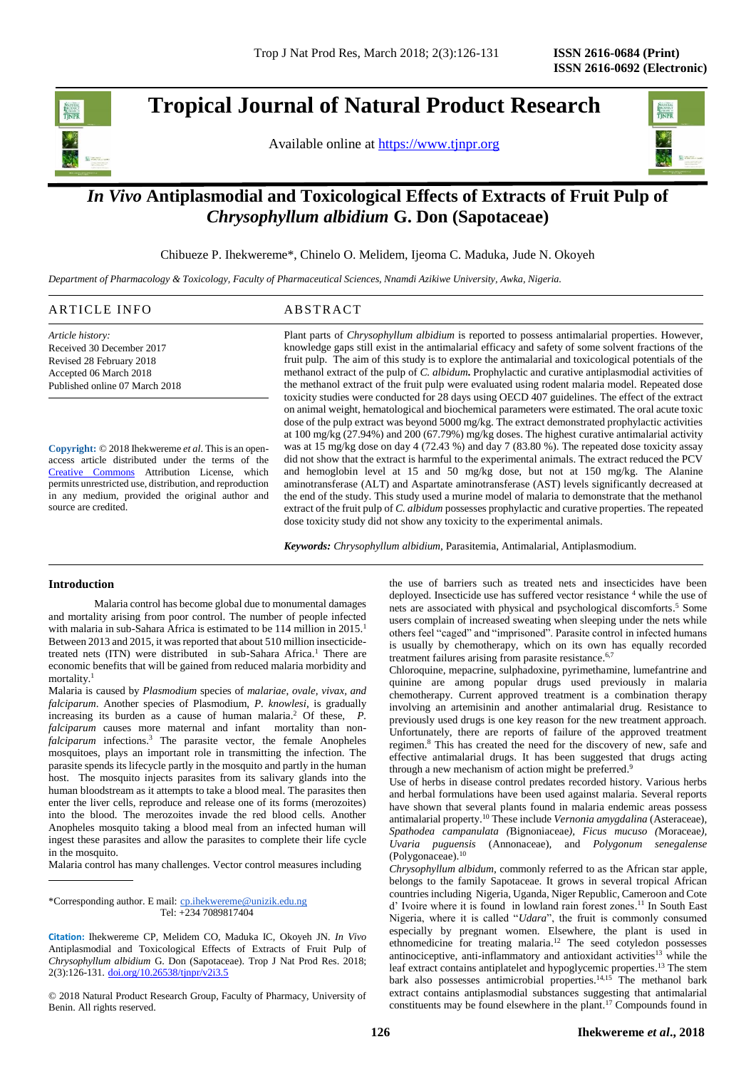# *In Vivo* Antiplasmodial and Toxicological Effects of Extracts of Fruit Pulp of *Chrysophyllum albidium* G. Don (Sapotaceae)

Chibueze P. Ihekwereme*, Chinelo O. Melidem, Ijeoma C. Maduka, Jude N. Okoyeh

*Department of Pharmacology & Toxicology, Faculty of Pharmaceutical Sciences, Nnamdi Azikiwe University, Awka, Nigeria.*

## ARTICLE INFO

*Article history:*
Received 30 December 2017
Revised 28 February 2018
Accepted 06 March 2018
Published online 07 March 2018

**Copyright:** © 2018 Ihekwereme *et al*. This is an open-access article distributed under the terms of the Creative Commons Attribution License, which permits unrestricted use, distribution, and reproduction in any medium, provided the original author and source are credited.

## ABSTRACT

Plant parts of *Chrysophyllum albidium* is reported to possess antimalarial properties. However, knowledge gaps still exist in the antimalarial efficacy and safety of some solvent fractions of the fruit pulp. The aim of this study is to explore the antimalarial and toxicological potentials of the methanol extract of the pulp of *C. albidum.* Prophylactic and curative antiplasmodial activities of the methanol extract of the fruit pulp were evaluated using rodent malaria model. Repeated dose toxicity studies were conducted for 28 days using OECD 407 guidelines. The effect of the extract on animal weight, hematological and biochemical parameters were estimated. The oral acute toxic dose of the pulp extract was beyond 5000 mg/kg. The extract demonstrated prophylactic activities at 100 mg/kg (27.94%) and 200 (67.79%) mg/kg doses. The highest curative antimalarial activity was at 15 mg/kg dose on day 4 (72.43 %) and day 7 (83.80 %). The repeated dose toxicity assay did not show that the extract is harmful to the experimental animals. The extract reduced the PCV and hemoglobin level at 15 and 50 mg/kg dose, but not at 150 mg/kg. The Alanine aminotransferase (ALT) and Aspartate aminotransferase (AST) levels significantly decreased at the end of the study. This study used a murine model of malaria to demonstrate that the methanol extract of the fruit pulp of *C. albidum* possesses prophylactic and curative properties. The repeated dose toxicity study did not show any toxicity to the experimental animals.

***Keywords:*** *Chrysophyllum albidium*, Parasitemia, Antimalarial, Antiplasmodium.

## Introduction

Malaria control has become global due to monumental damages and mortality arising from poor control. The number of people infected with malaria in sub-Sahara Africa is estimated to be 114 million in 2015.[1] Between 2013 and 2015, it was reported that about 510 million insecticide-treated nets (ITN) were distributed in sub-Sahara Africa.[1] There are economic benefits that will be gained from reduced malaria morbidity and mortality.[1]

Malaria is caused by *Plasmodium* species of *malariae*, *ovale*, *vivax*, *and falciparum*. Another species of Plasmodium, *P. knowlesi*, is gradually increasing its burden as a cause of human malaria.[2] Of these, *P. falciparum* causes more maternal and infant mortality than non-*falciparum* infections.[3] The parasite vector, the female Anopheles mosquitoes, plays an important role in transmitting the infection. The parasite spends its lifecycle partly in the mosquito and partly in the human host. The mosquito injects parasites from its salivary glands into the human bloodstream as it attempts to take a blood meal. The parasites then enter the liver cells, reproduce and release one of its forms (merozoites) into the blood. The merozoites invade the red blood cells. Another Anopheles mosquito taking a blood meal from an infected human will ingest these parasites and allow the parasites to complete their life cycle in the mosquito.

Malaria control has many challenges. Vector control measures including the use of barriers such as treated nets and insecticides have been deployed. Insecticide use has suffered vector resistance [4] while the use of nets are associated with physical and psychological discomforts.[5] Some users complain of increased sweating when sleeping under the nets while others feel "caged" and "imprisoned". Parasite control in infected humans is usually by chemotherapy, which on its own has equally recorded treatment failures arising from parasite resistance.[6,7]

Chloroquine, mepacrine, sulphadoxine, pyrimethamine, lumefantrine and quinine are among popular drugs used previously in malaria chemotherapy. Current approved treatment is a combination therapy involving an artemisinin and another antimalarial drug. Resistance to previously used drugs is one key reason for the new treatment approach. Unfortunately, there are reports of failure of the approved treatment regimen.[8] This has created the need for the discovery of new, safe and effective antimalarial drugs. It has been suggested that drugs acting through a new mechanism of action might be preferred.[9]

Use of herbs in disease control predates recorded history. Various herbs and herbal formulations have been used against malaria. Several reports have shown that several plants found in malaria endemic areas possess antimalarial property.[10] These include *Vernonia amygdalina* (Asteraceae), *Spathodea campanulata (*Bignoniaceae*), Ficus mucuso (*Moraceae*), Uvaria puguensis* (Annonaceae), and *Polygonum senegalense* (Polygonaceae).[10]

*Chrysophyllum albidum*, commonly referred to as the African star apple, belongs to the family Sapotaceae. It grows in several tropical African countries including Nigeria, Uganda, Niger Republic, Cameroon and Cote d' Ivoire where it is found in lowland rain forest zones.[11] In South East Nigeria, where it is called "*Udara*", the fruit is commonly consumed especially by pregnant women. Elsewhere, the plant is used in ethnomedicine for treating malaria.[12] The seed cotyledon possesses antinociceptive, anti-inflammatory and antioxidant activities[13] while the leaf extract contains antiplatelet and hypoglycemic properties.[13] The stem bark also possesses antimicrobial properties.[14,15] The methanol bark extract contains antiplasmodial substances suggesting that antimalarial constituents may be found elsewhere in the plant.[17] Compounds found in

---

*Corresponding author. E mail: cp.ihekwereme@unizik.edu.ng
Tel: +234 7089817404

**Citation:** Ihekwereme CP, Melidem CO, Maduka IC, Okoyeh JN. *In Vivo* Antiplasmodial and Toxicological Effects of Extracts of Fruit Pulp of *Chrysophyllum albidium* G. Don (Sapotaceae). Trop J Nat Prod Res. 2018; 2(3):126-131. doi.org/10.26538/tjnpr/v2i3.5

© 2018 Natural Product Research Group, Faculty of Pharmacy, University of Benin. All rights reserved.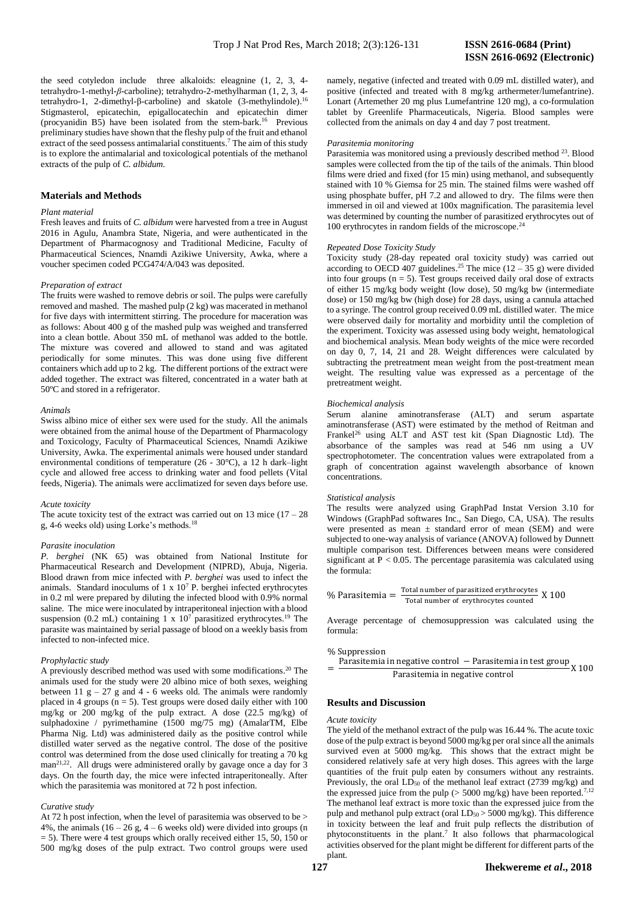the seed cotyledon include three alkaloids: eleagnine (1, 2, 3, 4-tetrahydro-1-methyl-*β*-carboline); tetrahydro-2-methylharman (1, 2, 3, 4-tetrahydro-1, 2-dimethyl-β-carboline) and skatole (3-methylindole).[16] Stigmasterol, epicatechin, epigallocatechin and epicatechin dimer (procyanidin B5) have been isolated from the stem-bark.[16] Previous preliminary studies have shown that the fleshy pulp of the fruit and ethanol extract of the seed possess antimalarial constituents.[7] The aim of this study is to explore the antimalarial and toxicological potentials of the methanol extracts of the pulp of *C. albidum.*

## Materials and Methods

### *Plant material*

Fresh leaves and fruits of *C. albidum* were harvested from a tree in August 2016 in Agulu, Anambra State, Nigeria, and were authenticated in the Department of Pharmacognosy and Traditional Medicine, Faculty of Pharmaceutical Sciences, Nnamdi Azikiwe University, Awka, where a voucher specimen coded PCG474/A/043 was deposited.

### *Preparation of extract*

The fruits were washed to remove debris or soil. The pulps were carefully removed and mashed. The mashed pulp (2 kg) was macerated in methanol for five days with intermittent stirring. The procedure for maceration was as follows: About 400 g of the mashed pulp was weighed and transferred into a clean bottle. About 350 mL of methanol was added to the bottle. The mixture was covered and allowed to stand and was agitated periodically for some minutes. This was done using five different containers which add up to 2 kg. The different portions of the extract were added together. The extract was filtered, concentrated in a water bath at 50ºC and stored in a refrigerator.

### *Animals*

Swiss albino mice of either sex were used for the study. All the animals were obtained from the animal house of the Department of Pharmacology and Toxicology, Faculty of Pharmaceutical Sciences, Nnamdi Azikiwe University, Awka. The experimental animals were housed under standard environmental conditions of temperature (26 - 30°C), a 12 h dark–light cycle and allowed free access to drinking water and food pellets (Vital feeds, Nigeria). The animals were acclimatized for seven days before use.

### *Acute toxicity*

The acute toxicity test of the extract was carried out on 13 mice (17 – 28 g, 4-6 weeks old) using Lorke's methods.[18]

### *Parasite inoculation*

*P. berghei* (NK 65) was obtained from National Institute for Pharmaceutical Research and Development (NIPRD), Abuja, Nigeria. Blood drawn from mice infected with *P. berghei* was used to infect the animals. Standard inoculums of $1 \times 10^7$ P. berghei infected erythrocytes in 0.2 ml were prepared by diluting the infected blood with 0.9% normal saline. The mice were inoculated by intraperitoneal injection with a blood suspension (0.2 mL) containing $1 \times 10^7$ parasitized erythrocytes.[19] The parasite was maintained by serial passage of blood on a weekly basis from infected to non-infected mice.

### *Prophylactic study*

A previously described method was used with some modifications.[20] The animals used for the study were 20 albino mice of both sexes, weighing between 11 g – 27 g and 4 - 6 weeks old. The animals were randomly placed in 4 groups (n = 5). Test groups were dosed daily either with 100 mg/kg or 200 mg/kg of the pulp extract. A dose (22.5 mg/kg) of sulphadoxine / pyrimethamine (1500 mg/75 mg) (AmalarTM, Elbe Pharma Nig. Ltd) was administered daily as the positive control while distilled water served as the negative control. The dose of the positive control was determined from the dose used clinically for treating a 70 kg man[21,22]. All drugs were administered orally by gavage once a day for 3 days. On the fourth day, the mice were infected intraperitoneally. After which the parasitemia was monitored at 72 h post infection.

### *Curative study*

At 72 h post infection, when the level of parasitemia was observed to be > 4%, the animals (16 – 26 g, 4 – 6 weeks old) were divided into groups (n = 5). There were 4 test groups which orally received either 15, 50, 150 or 500 mg/kg doses of the pulp extract. Two control groups were used namely, negative (infected and treated with 0.09 mL distilled water), and positive (infected and treated with 8 mg/kg arthermeter/lumefantrine). Lonart (Artemether 20 mg plus Lumefantrine 120 mg), a co-formulation tablet by Greenlife Pharmaceuticals, Nigeria. Blood samples were collected from the animals on day 4 and day 7 post treatment.

### *Parasitemia monitoring*

Parasitemia was monitored using a previously described method [23]. Blood samples were collected from the tip of the tails of the animals. Thin blood films were dried and fixed (for 15 min) using methanol, and subsequently stained with 10 % Giemsa for 25 min. The stained films were washed off using phosphate buffer, pH 7.2 and allowed to dry. The films were then immersed in oil and viewed at 100x magnification. The parasitemia level was determined by counting the number of parasitized erythrocytes out of 100 erythrocytes in random fields of the microscope.[24]

### *Repeated Dose Toxicity Study*

Toxicity study (28-day repeated oral toxicity study) was carried out according to OECD 407 guidelines.[25] The mice (12 – 35 g) were divided into four groups (n = 5). Test groups received daily oral dose of extracts of either 15 mg/kg body weight (low dose), 50 mg/kg bw (intermediate dose) or 150 mg/kg bw (high dose) for 28 days, using a cannula attached to a syringe. The control group received 0.09 mL distilled water. The mice were observed daily for mortality and morbidity until the completion of the experiment. Toxicity was assessed using body weight, hematological and biochemical analysis. Mean body weights of the mice were recorded on day 0, 7, 14, 21 and 28. Weight differences were calculated by subtracting the pretreatment mean weight from the post-treatment mean weight. The resulting value was expressed as a percentage of the pretreatment weight.

### *Biochemical analysis*

Serum alanine aminotransferase (ALT) and serum aspartate aminotransferase (AST) were estimated by the method of Reitman and Frankel[26] using ALT and AST test kit (Span Diagnostic Ltd). The absorbance of the samples was read at 546 nm using a UV spectrophotometer. The concentration values were extrapolated from a graph of concentration against wavelength absorbance of known concentrations.

### *Statistical analysis*

The results were analyzed using GraphPad Instat Version 3.10 for Windows (GraphPad softwares Inc., San Diego, CA, USA). The results were presented as mean ± standard error of mean (SEM) and were subjected to one-way analysis of variance (ANOVA) followed by Dunnett multiple comparison test. Differences between means were considered significant at $P < 0.05$. The percentage parasitemia was calculated using the formula:

$$\% \text{ Parasitemia} = \frac{\text{Total number of parasitized erythrocytes}}{\text{Total number of erythrocytes counted}} \times 100$$

Average percentage of chemosuppression was calculated using the formula:

$$\% \text{ Suppression} = \frac{\text{Parasitemia in negative control} - \text{Parasitemia in test group}}{\text{Parasitemia in negative control}} \times 100$$

## Results and Discussion

### *Acute toxicity*

The yield of the methanol extract of the pulp was 16.44 %. The acute toxic dose of the pulp extract is beyond 5000 mg/kg per oral since all the animals survived even at 5000 mg/kg. This shows that the extract might be considered relatively safe at very high doses. This agrees with the large quantities of the fruit pulp eaten by consumers without any restraints. Previously, the oral $LD_{50}$ of the methanol leaf extract (2739 mg/kg) and the expressed juice from the pulp (> 5000 mg/kg) have been reported.[7,12] The methanol leaf extract is more toxic than the expressed juice from the pulp and methanol pulp extract (oral $LD_{50}$ > 5000 mg/kg). This difference in toxicity between the leaf and fruit pulp reflects the distribution of phytoconstituents in the plant.[7] It also follows that pharmacological activities observed for the plant might be different for different parts of the plant.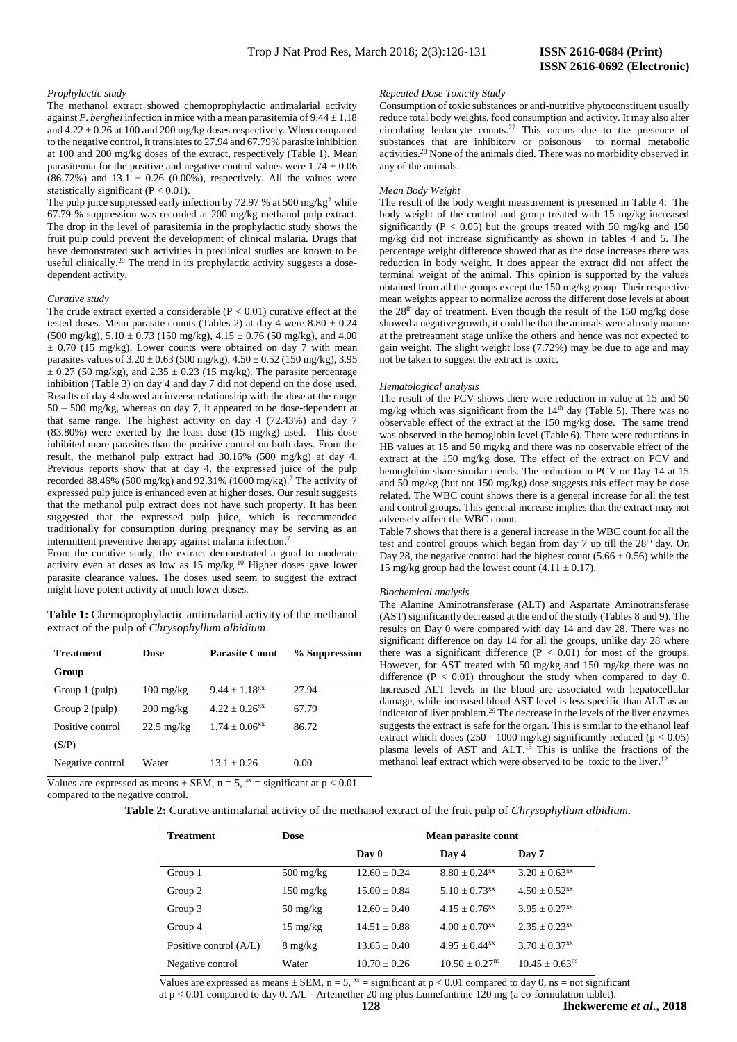*Prophylactic study*

The methanol extract showed chemoprophylactic antimalarial activity against *P. berghei* infection in mice with a mean parasitemia of 9.44 ± 1.18 and 4.22 ± 0.26 at 100 and 200 mg/kg doses respectively. When compared to the negative control, it translates to 27.94 and 67.79% parasite inhibition at 100 and 200 mg/kg doses of the extract, respectively (Table 1). Mean parasitemia for the positive and negative control values were 1.74 ± 0.06 (86.72%) and 13.1 ± 0.26 (0.00%), respectively. All the values were statistically significant ($P < 0.01$).

The pulp juice suppressed early infection by 72.97 % at 500 mg/kg[7] while 67.79 % suppression was recorded at 200 mg/kg methanol pulp extract. The drop in the level of parasitemia in the prophylactic study shows the fruit pulp could prevent the development of clinical malaria. Drugs that have demonstrated such activities in preclinical studies are known to be useful clinically.[20] The trend in its prophylactic activity suggests a dose-dependent activity.

*Curative study*

The crude extract exerted a considerable ($P < 0.01$) curative effect at the tested doses. Mean parasite counts (Tables 2) at day 4 were 8.80 ± 0.24 (500 mg/kg), 5.10 ± 0.73 (150 mg/kg), 4.15 ± 0.76 (50 mg/kg), and 4.00 ± 0.70 (15 mg/kg). Lower counts were obtained on day 7 with mean parasites values of 3.20 ± 0.63 (500 mg/kg), 4.50 ± 0.52 (150 mg/kg), 3.95 ± 0.27 (50 mg/kg), and 2.35 ± 0.23 (15 mg/kg). The parasite percentage inhibition (Table 3) on day 4 and day 7 did not depend on the dose used. Results of day 4 showed an inverse relationship with the dose at the range 50 – 500 mg/kg, whereas on day 7, it appeared to be dose-dependent at that same range. The highest activity on day 4 (72.43%) and day 7 (83.80%) were exerted by the least dose (15 mg/kg) used. This dose inhibited more parasites than the positive control on both days. From the result, the methanol pulp extract had 30.16% (500 mg/kg) at day 4. Previous reports show that at day 4, the expressed juice of the pulp recorded 88.46% (500 mg/kg) and 92.31% (1000 mg/kg).[7] The activity of expressed pulp juice is enhanced even at higher doses. Our result suggests that the methanol pulp extract does not have such property. It has been suggested that the expressed pulp juice, which is recommended traditionally for consumption during pregnancy may be serving as an intermittent preventive therapy against malaria infection.[7]

From the curative study, the extract demonstrated a good to moderate activity even at doses as low as 15 mg/kg.[10] Higher doses gave lower parasite clearance values. The doses used seem to suggest the extract might have potent activity at much lower doses.

**Table 1:** Chemoprophylactic antimalarial activity of the methanol extract of the pulp of *Chrysophyllum albidium*.

| Treatment Group | Dose | Parasite Count | % Suppression |
|---|---|---|---|
| Group 1 (pulp) | 100 mg/kg | 9.44 ± 1.18$^{xx}$ | 27.94 |
| Group 2 (pulp) | 200 mg/kg | 4.22 ± 0.26$^{xx}$ | 67.79 |
| Positive control (S/P) | 22.5 mg/kg | 1.74 ± 0.06$^{xx}$ | 86.72 |
| Negative control | Water | 13.1 ± 0.26 | 0.00 |

Values are expressed as means ± SEM, n = 5, $^{xx}$ = significant at $p < 0.01$ compared to the negative control.

*Repeated Dose Toxicity Study*

Consumption of toxic substances or anti-nutritive phytoconstituent usually reduce total body weights, food consumption and activity. It may also alter circulating leukocyte counts.[27] This occurs due to the presence of substances that are inhibitory or poisonous to normal metabolic activities.[28] None of the animals died. There was no morbidity observed in any of the animals.

*Mean Body Weight*

The result of the body weight measurement is presented in Table 4. The body weight of the control and group treated with 15 mg/kg increased significantly ($P < 0.05$) but the groups treated with 50 mg/kg and 150 mg/kg did not increase significantly as shown in tables 4 and 5. The percentage weight difference showed that as the dose increases there was reduction in body weight. It does appear the extract did not affect the terminal weight of the animal. This opinion is supported by the values obtained from all the groups except the 150 mg/kg group. Their respective mean weights appear to normalize across the different dose levels at about the 28th day of treatment. Even though the result of the 150 mg/kg dose showed a negative growth, it could be that the animals were already mature at the pretreatment stage unlike the others and hence was not expected to gain weight. The slight weight loss (7.72%) may be due to age and may not be taken to suggest the extract is toxic.

*Hematological analysis*

The result of the PCV shows there were reduction in value at 15 and 50 mg/kg which was significant from the 14th day (Table 5). There was no observable effect of the extract at the 150 mg/kg dose. The same trend was observed in the hemoglobin level (Table 6). There were reductions in HB values at 15 and 50 mg/kg and there was no observable effect of the extract at the 150 mg/kg dose. The effect of the extract on PCV and hemoglobin share similar trends. The reduction in PCV on Day 14 at 15 and 50 mg/kg (but not 150 mg/kg) dose suggests this effect may be dose related. The WBC count shows there is a general increase for all the test and control groups. This general increase implies that the extract may not adversely affect the WBC count.

Table 7 shows that there is a general increase in the WBC count for all the test and control groups which began from day 7 up till the 28th day. On Day 28, the negative control had the highest count (5.66 ± 0.56) while the 15 mg/kg group had the lowest count (4.11 ± 0.17).

*Biochemical analysis*

The Alanine Aminotransferase (ALT) and Aspartate Aminotransferase (AST) significantly decreased at the end of the study (Tables 8 and 9). The results on Day 0 were compared with day 14 and day 28. There was no significant difference on day 14 for all the groups, unlike day 28 where there was a significant difference ($P < 0.01$) for most of the groups. However, for AST treated with 50 mg/kg and 150 mg/kg there was no difference ($P < 0.01$) throughout the study when compared to day 0. Increased ALT levels in the blood are associated with hepatocellular damage, while increased blood AST level is less specific than ALT as an indicator of liver problem.[29] The decrease in the levels of the liver enzymes suggests the extract is safe for the organ. This is similar to the ethanol leaf extract which doses (250 - 1000 mg/kg) significantly reduced ($p < 0.05$) plasma levels of AST and ALT.[13] This is unlike the fractions of the methanol leaf extract which were observed to be toxic to the liver.[12]

**Table 2:** Curative antimalarial activity of the methanol extract of the fruit pulp of *Chrysophyllum albidium*.

| Treatment | Dose | Mean parasite count | | |
|---|---|---|---|---|
| | | Day 0 | Day 4 | Day 7 |
| Group 1 | 500 mg/kg | 12.60 ± 0.24 | 8.80 ± 0.24$^{xx}$ | 3.20 ± 0.63$^{xx}$ |
| Group 2 | 150 mg/kg | 15.00 ± 0.84 | 5.10 ± 0.73$^{xx}$ | 4.50 ± 0.52$^{xx}$ |
| Group 3 | 50 mg/kg | 12.60 ± 0.40 | 4.15 ± 0.76$^{xx}$ | 3.95 ± 0.27$^{xx}$ |
| Group 4 | 15 mg/kg | 14.51 ± 0.88 | 4.00 ± 0.70$^{xx}$ | 2.35 ± 0.23$^{xx}$ |
| Positive control (A/L) | 8 mg/kg | 13.65 ± 0.40 | 4.95 ± 0.44$^{xx}$ | 3.70 ± 0.37$^{xx}$ |
| Negative control | Water | 10.70 ± 0.26 | 10.50 ± 0.27$^{ns}$ | 10.45 ± 0.63$^{ns}$ |

Values are expressed as means ± SEM, n = 5, $^{xx}$ = significant at $p < 0.01$ compared to day 0, ns = not significant at $p < 0.01$ compared to day 0. A/L - Artemether 20 mg plus Lumefantrine 120 mg (a co-formulation tablet).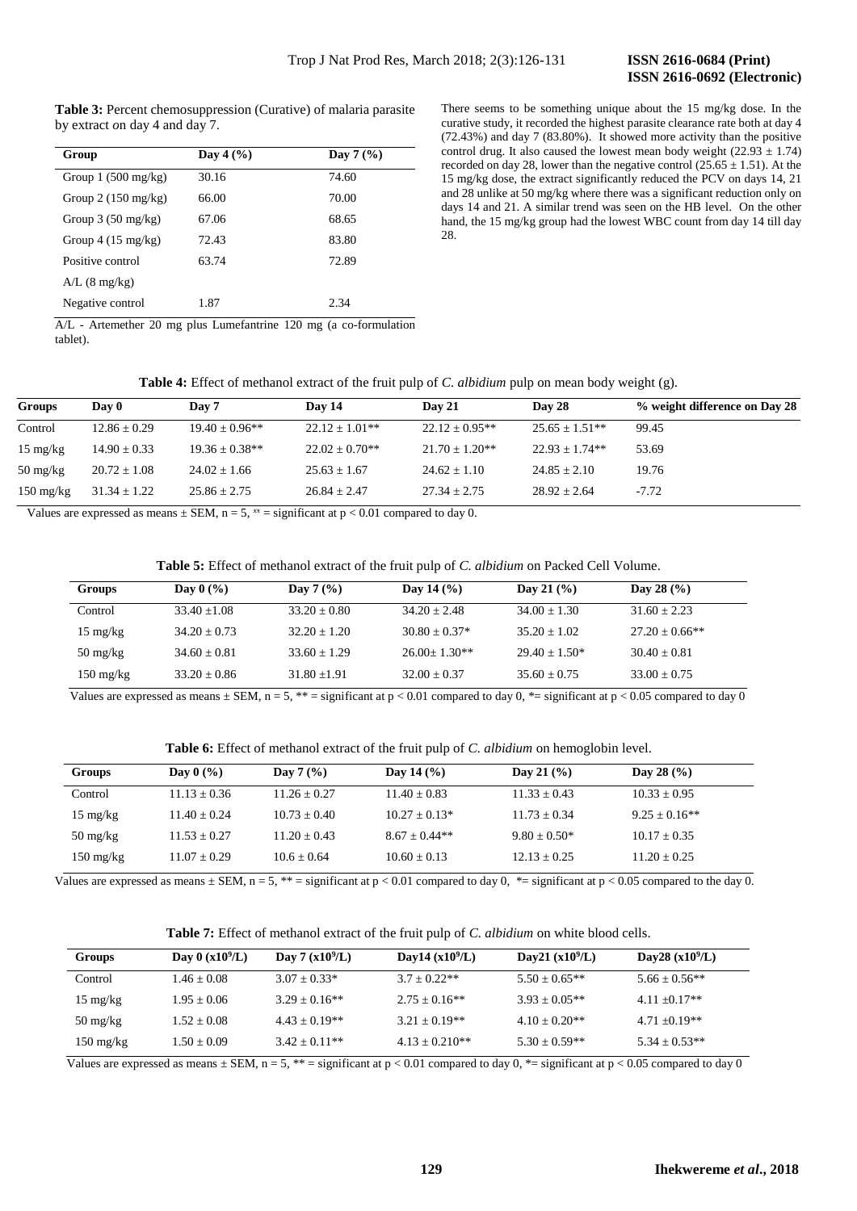**Table 3:** Percent chemosuppression (Curative) of malaria parasite by extract on day 4 and day 7.

| Group | Day 4 (%) | Day 7 (%) |
|---|---|---|
| Group 1 (500 mg/kg) | 30.16 | 74.60 |
| Group 2 (150 mg/kg) | 66.00 | 70.00 |
| Group 3 (50 mg/kg) | 67.06 | 68.65 |
| Group 4 (15 mg/kg) | 72.43 | 83.80 |
| Positive control A/L (8 mg/kg) | 63.74 | 72.89 |
| Negative control | 1.87 | 2.34 |

A/L - Artemether 20 mg plus Lumefantrine 120 mg (a co-formulation tablet).

There seems to be something unique about the 15 mg/kg dose. In the curative study, it recorded the highest parasite clearance rate both at day 4 (72.43%) and day 7 (83.80%). It showed more activity than the positive control drug. It also caused the lowest mean body weight (22.93 ± 1.74) recorded on day 28, lower than the negative control (25.65 ± 1.51). At the 15 mg/kg dose, the extract significantly reduced the PCV on days 14, 21 and 28 unlike at 50 mg/kg where there was a significant reduction only on days 14 and 21. A similar trend was seen on the HB level. On the other hand, the 15 mg/kg group had the lowest WBC count from day 14 till day 28.

**Table 4:** Effect of methanol extract of the fruit pulp of *C. albidium* pulp on mean body weight (g).

| Groups | Day 0 | Day 7 | Day 14 | Day 21 | Day 28 | % weight difference on Day 28 |
|---|---|---|---|---|---|---|
| Control | 12.86 ± 0.29 | 19.40 ± 0.96** | 22.12 ± 1.01** | 22.12 ± 0.95** | 25.65 ± 1.51** | 99.45 |
| 15 mg/kg | 14.90 ± 0.33 | 19.36 ± 0.38** | 22.02 ± 0.70** | 21.70 ± 1.20** | 22.93 ± 1.74** | 53.69 |
| 50 mg/kg | 20.72 ± 1.08 | 24.02 ± 1.66 | 25.63 ± 1.67 | 24.62 ± 1.10 | 24.85 ± 2.10 | 19.76 |
| 150 mg/kg | 31.34 ± 1.22 | 25.86 ± 2.75 | 26.84 ± 2.47 | 27.34 ± 2.75 | 28.92 ± 2.64 | -7.72 |

Values are expressed as means ± SEM, n = 5, ** = significant at $p < 0.01$ compared to day 0.

**Table 5:** Effect of methanol extract of the fruit pulp of *C. albidium* on Packed Cell Volume.

| Groups | Day 0 (%) | Day 7 (%) | Day 14 (%) | Day 21 (%) | Day 28 (%) |
|---|---|---|---|---|---|
| Control | 33.40 ±1.08 | 33.20 ± 0.80 | 34.20 ± 2.48 | 34.00 ± 1.30 | 31.60 ± 2.23 |
| 15 mg/kg | 34.20 ± 0.73 | 32.20 ± 1.20 | 30.80 ± 0.37* | 35.20 ± 1.02 | 27.20 ± 0.66** |
| 50 mg/kg | 34.60 ± 0.81 | 33.60 ± 1.29 | 26.00± 1.30** | 29.40 ± 1.50* | 30.40 ± 0.81 |
| 150 mg/kg | 33.20 ± 0.86 | 31.80 ±1.91 | 32.00 ± 0.37 | 35.60 ± 0.75 | 33.00 ± 0.75 |

Values are expressed as means ± SEM, n = 5, ** = significant at $p < 0.01$ compared to day 0, *= significant at $p < 0.05$ compared to day 0

**Table 6:** Effect of methanol extract of the fruit pulp of *C. albidium* on hemoglobin level.

| Groups | Day 0 (%) | Day 7 (%) | Day 14 (%) | Day 21 (%) | Day 28 (%) |
|---|---|---|---|---|---|
| Control | 11.13 ± 0.36 | 11.26 ± 0.27 | 11.40 ± 0.83 | 11.33 ± 0.43 | 10.33 ± 0.95 |
| 15 mg/kg | 11.40 ± 0.24 | 10.73 ± 0.40 | 10.27 ± 0.13* | 11.73 ± 0.34 | 9.25 ± 0.16** |
| 50 mg/kg | 11.53 ± 0.27 | 11.20 ± 0.43 | 8.67 ± 0.44** | 9.80 ± 0.50* | 10.17 ± 0.35 |
| 150 mg/kg | 11.07 ± 0.29 | 10.6 ± 0.64 | 10.60 ± 0.13 | 12.13 ± 0.25 | 11.20 ± 0.25 |

Values are expressed as means ± SEM, n = 5, ** = significant at $p < 0.01$ compared to day 0, *= significant at $p < 0.05$ compared to the day 0.

**Table 7:** Effect of methanol extract of the fruit pulp of *C. albidium* on white blood cells.

| Groups | Day 0 ($x10^9$/L) | Day 7 ($x10^9$/L) | Day14 ($x10^9$/L) | Day21 ($x10^9$/L) | Day28 ($x10^9$/L) |
|---|---|---|---|---|---|
| Control | 1.46 ± 0.08 | 3.07 ± 0.33* | 3.7 ± 0.22** | 5.50 ± 0.65** | 5.66 ± 0.56** |
| 15 mg/kg | 1.95 ± 0.06 | 3.29 ± 0.16** | 2.75 ± 0.16** | 3.93 ± 0.05** | 4.11 ±0.17** |
| 50 mg/kg | 1.52 ± 0.08 | 4.43 ± 0.19** | 3.21 ± 0.19** | 4.10 ± 0.20** | 4.71 ±0.19** |
| 150 mg/kg | 1.50 ± 0.09 | 3.42 ± 0.11** | 4.13 ± 0.210** | 5.30 ± 0.59** | 5.34 ± 0.53** |

Values are expressed as means ± SEM, n = 5, ** = significant at $p < 0.01$ compared to day 0, *= significant at $p < 0.05$ compared to day 0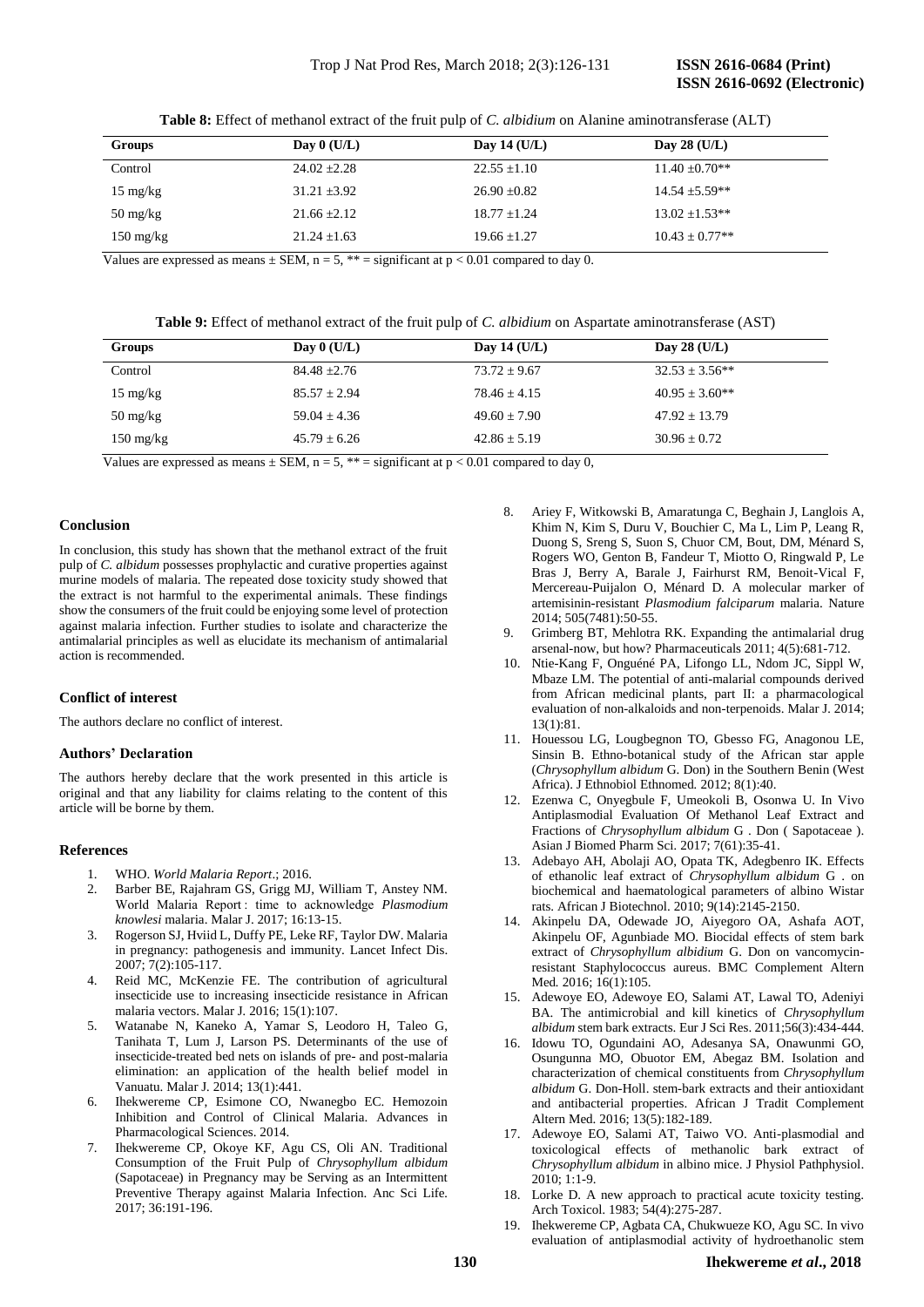**Table 8:** Effect of methanol extract of the fruit pulp of *C. albidium* on Alanine aminotransferase (ALT)

| Groups | Day 0 (U/L) | Day 14 (U/L) | Day 28 (U/L) |
|---|---|---|---|
| Control | 24.02 ±2.28 | 22.55 ±1.10 | 11.40 ±0.70** |
| 15 mg/kg | 31.21 ±3.92 | 26.90 ±0.82 | 14.54 ±5.59** |
| 50 mg/kg | 21.66 ±2.12 | 18.77 ±1.24 | 13.02 ±1.53** |
| 150 mg/kg | 21.24 ±1.63 | 19.66 ±1.27 | 10.43 ± 0.77** |

Values are expressed as means ± SEM, n = 5, ** = significant at p < 0.01 compared to day 0.

**Table 9:** Effect of methanol extract of the fruit pulp of *C. albidium* on Aspartate aminotransferase (AST)

| Groups | Day 0 (U/L) | Day 14 (U/L) | Day 28 (U/L) |
|---|---|---|---|
| Control | 84.48 ±2.76 | 73.72 ± 9.67 | 32.53 ± 3.56** |
| 15 mg/kg | 85.57 ± 2.94 | 78.46 ± 4.15 | 40.95 ± 3.60** |
| 50 mg/kg | 59.04 ± 4.36 | 49.60 ± 7.90 | 47.92 ± 13.79 |
| 150 mg/kg | 45.79 ± 6.26 | 42.86 ± 5.19 | 30.96 ± 0.72 |

Values are expressed as means ± SEM, n = 5, ** = significant at p < 0.01 compared to day 0,

## Conclusion

In conclusion, this study has shown that the methanol extract of the fruit pulp of *C. albidum* possesses prophylactic and curative properties against murine models of malaria. The repeated dose toxicity study showed that the extract is not harmful to the experimental animals. These findings show the consumers of the fruit could be enjoying some level of protection against malaria infection. Further studies to isolate and characterize the antimalarial principles as well as elucidate its mechanism of antimalarial action is recommended.

## Conflict of interest

The authors declare no conflict of interest.

## Authors' Declaration

The authors hereby declare that the work presented in this article is original and that any liability for claims relating to the content of this article will be borne by them.

## References

1. WHO. *World Malaria Report*.; 2016.
2. Barber BE, Rajahram GS, Grigg MJ, William T, Anstey NM. World Malaria Report : time to acknowledge *Plasmodium knowlesi* malaria. Malar J. 2017; 16:13-15.
3. Rogerson SJ, Hviid L, Duffy PE, Leke RF, Taylor DW. Malaria in pregnancy: pathogenesis and immunity. Lancet Infect Dis. 2007; 7(2):105-117.
4. Reid MC, McKenzie FE. The contribution of agricultural insecticide use to increasing insecticide resistance in African malaria vectors. Malar J. 2016; 15(1):107.
5. Watanabe N, Kaneko A, Yamar S, Leodoro H, Taleo G, Tanihata T, Lum J, Larson PS. Determinants of the use of insecticide-treated bed nets on islands of pre- and post-malaria elimination: an application of the health belief model in Vanuatu. Malar J. 2014; 13(1):441.
6. Ihekwereme CP, Esimone CO, Nwanegbo EC. Hemozoin Inhibition and Control of Clinical Malaria. Advances in Pharmacological Sciences. 2014.
7. Ihekwereme CP, Okoye KF, Agu CS, Oli AN. Traditional Consumption of the Fruit Pulp of *Chrysophyllum albidum* (Sapotaceae) in Pregnancy may be Serving as an Intermittent Preventive Therapy against Malaria Infection. Anc Sci Life. 2017; 36:191-196.
8. Ariey F, Witkowski B, Amaratunga C, Beghain J, Langlois A, Khim N, Kim S, Duru V, Bouchier C, Ma L, Lim P, Leang R, Duong S, Sreng S, Suon S, Chuor CM, Bout, DM, Ménard S, Rogers WO, Genton B, Fandeur T, Miotto O, Ringwald P, Le Bras J, Berry A, Barale J, Fairhurst RM, Benoit-Vical F, Mercereau-Puijalon O, Ménard D. A molecular marker of artemisinin-resistant *Plasmodium falciparum* malaria. Nature 2014; 505(7481):50-55.
9. Grimberg BT, Mehlotra RK. Expanding the antimalarial drug arsenal-now, but how? Pharmaceuticals 2011; 4(5):681-712.
10. Ntie-Kang F, Onguéné PA, Lifongo LL, Ndom JC, Sippl W, Mbaze LM. The potential of anti-malarial compounds derived from African medicinal plants, part II: a pharmacological evaluation of non-alkaloids and non-terpenoids. Malar J. 2014; 13(1):81.
11. Houessou LG, Lougbegnon TO, Gbesso FG, Anagonou LE, Sinsin B. Ethno-botanical study of the African star apple (*Chrysophyllum albidum* G. Don) in the Southern Benin (West Africa). J Ethnobiol Ethnomed*.* 2012; 8(1):40.
12. Ezenwa C, Onyegbule F, Umeokoli B, Osonwa U. In Vivo Antiplasmodial Evaluation Of Methanol Leaf Extract and Fractions of *Chrysophyllum albidum* G . Don ( Sapotaceae ). Asian J Biomed Pharm Sci. 2017; 7(61):35-41.
13. Adebayo AH, Abolaji AO, Opata TK, Adegbenro IK. Effects of ethanolic leaf extract of *Chrysophyllum albidum* G . on biochemical and haematological parameters of albino Wistar rats. African J Biotechnol. 2010; 9(14):2145-2150.
14. Akinpelu DA, Odewade JO, Aiyegoro OA, Ashafa AOT, Akinpelu OF, Agunbiade MO. Biocidal effects of stem bark extract of *Chrysophyllum albidium* G. Don on vancomycin-resistant Staphylococcus aureus. BMC Complement Altern Med*.* 2016; 16(1):105.
15. Adewoye EO, Adewoye EO, Salami AT, Lawal TO, Adeniyi BA. The antimicrobial and kill kinetics of *Chrysophyllum albidum* stem bark extracts. Eur J Sci Res. 2011;56(3):434-444.
16. Idowu TO, Ogundaini AO, Adesanya SA, Onawunmi GO, Osungunna MO, Obuotor EM, Abegaz BM. Isolation and characterization of chemical constituents from *Chrysophyllum albidum* G. Don-Holl. stem-bark extracts and their antioxidant and antibacterial properties. African J Tradit Complement Altern Med. 2016; 13(5):182-189.
17. Adewoye EO, Salami AT, Taiwo VO. Anti-plasmodial and toxicological effects of methanolic bark extract of *Chrysophyllum albidum* in albino mice. J Physiol Pathphysiol. 2010; 1:1-9.
18. Lorke D. A new approach to practical acute toxicity testing. Arch Toxicol. 1983; 54(4):275-287.
19. Ihekwereme CP, Agbata CA, Chukwueze KO, Agu SC. In vivo evaluation of antiplasmodial activity of hydroethanolic stem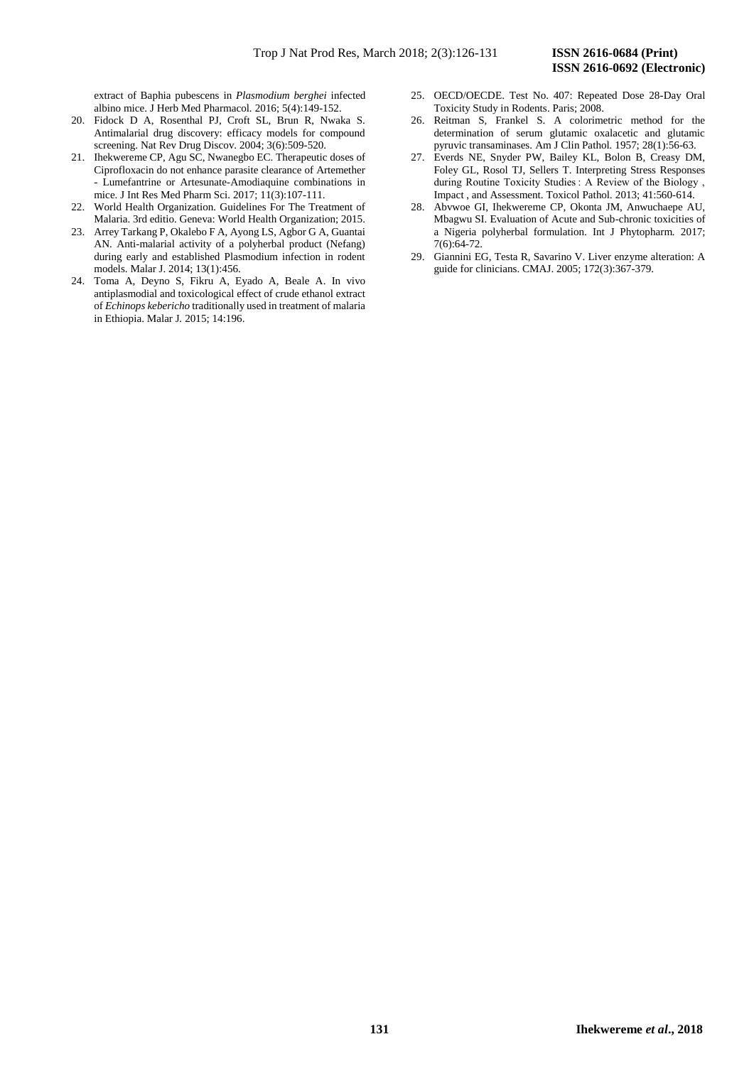extract of Baphia pubescens in *Plasmodium berghei* infected albino mice. J Herb Med Pharmacol. 2016; 5(4):149-152.

20. Fidock D A, Rosenthal PJ, Croft SL, Brun R, Nwaka S. Antimalarial drug discovery: efficacy models for compound screening. Nat Rev Drug Discov. 2004; 3(6):509-520.
21. Ihekwereme CP, Agu SC, Nwanegbo EC. Therapeutic doses of Ciprofloxacin do not enhance parasite clearance of Artemether - Lumefantrine or Artesunate-Amodiaquine combinations in mice. J Int Res Med Pharm Sci. 2017; 11(3):107-111.
22. World Health Organization. Guidelines For The Treatment of Malaria. 3rd editio. Geneva: World Health Organization; 2015.
23. Arrey Tarkang P, Okalebo F A, Ayong LS, Agbor G A, Guantai AN. Anti-malarial activity of a polyherbal product (Nefang) during early and established Plasmodium infection in rodent models. Malar J. 2014; 13(1):456.
24. Toma A, Deyno S, Fikru A, Eyado A, Beale A. In vivo antiplasmodial and toxicological effect of crude ethanol extract of *Echinops kebericho* traditionally used in treatment of malaria in Ethiopia. Malar J. 2015; 14:196.
25. OECD/OECDE. Test No. 407: Repeated Dose 28-Day Oral Toxicity Study in Rodents. Paris; 2008.
26. Reitman S, Frankel S. A colorimetric method for the determination of serum glutamic oxalacetic and glutamic pyruvic transaminases. Am J Clin Pathol. 1957; 28(1):56-63.
27. Everds NE, Snyder PW, Bailey KL, Bolon B, Creasy DM, Foley GL, Rosol TJ, Sellers T. Interpreting Stress Responses during Routine Toxicity Studies : A Review of the Biology , Impact , and Assessment. Toxicol Pathol. 2013; 41:560-614.
28. Abvwoe GI, Ihekwereme CP, Okonta JM, Anwuchaepe AU, Mbagwu SI. Evaluation of Acute and Sub-chronic toxicities of a Nigeria polyherbal formulation. Int J Phytopharm. 2017; 7(6):64-72.
29. Giannini EG, Testa R, Savarino V. Liver enzyme alteration: A guide for clinicians. CMAJ. 2005; 172(3):367-379.